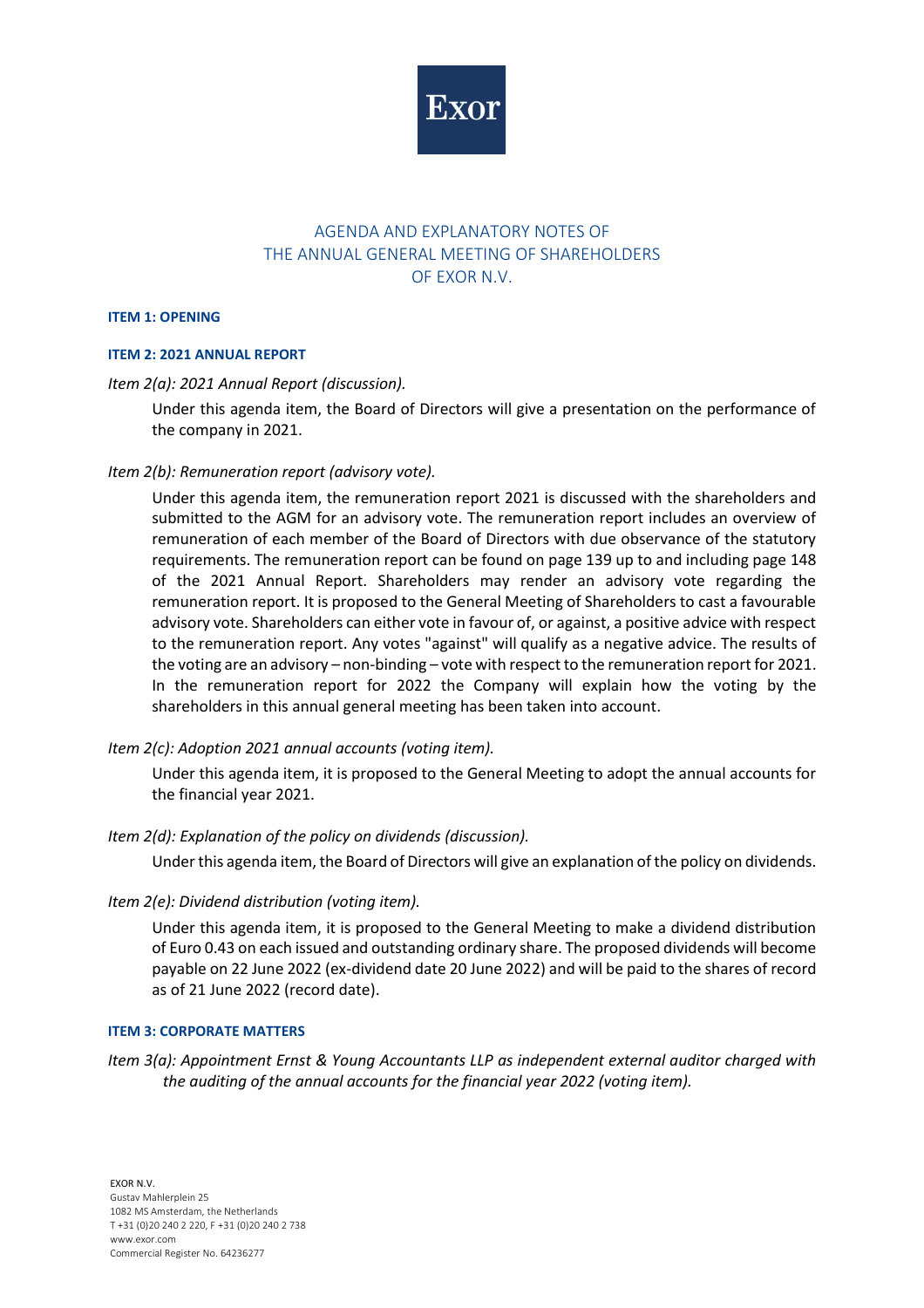# AGENDA AND EXPLANATORY NOTES OF THE ANNUAL GENERAL MEETING OF SHAREHOLDERS OF EXOR N.V.

## ITEM 1: OPENING

## ITEM 2: 2021 ANNUAL REPORT

*Item 2(a): 2021 Annual Report (discussion).*

Under this agenda item, the Board of Directors will give a presentation on the performance of the company in 2021.

*Item 2(b): Remuneration report (advisory vote).*

Under this agenda item, the remuneration report 2021 is discussed with the shareholders and submitted to the AGM for an advisory vote. The remuneration report includes an overview of remuneration of each member of the Board of Directors with due observance of the statutory requirements. The remuneration report can be found on page 139 up to and including page 148 of the 2021 Annual Report. Shareholders may render an advisory vote regarding the remuneration report. It is proposed to the General Meeting of Shareholders to cast a favourable advisory vote. Shareholders can either vote in favour of, or against, a positive advice with respect to the remuneration report. Any votes "against" will qualify as a negative advice. The results of the voting are an advisory – non-binding – vote with respect to the remuneration report for 2021. In the remuneration report for 2022 the Company will explain how the voting by the shareholders in this annual general meeting has been taken into account.

*Item 2(c): Adoption 2021 annual accounts (voting item).*

Under this agenda item, it is proposed to the General Meeting to adopt the annual accounts for the financial year 2021.

*Item 2(d): Explanation of the policy on dividends (discussion).*

Under this agenda item, the Board of Directors will give an explanation of the policy on dividends.

*Item 2(e): Dividend distribution (voting item).*

Under this agenda item, it is proposed to the General Meeting to make a dividend distribution of Euro 0.43 on each issued and outstanding ordinary share. The proposed dividends will become payable on 22 June 2022 (ex-dividend date 20 June 2022) and will be paid to the shares of record as of 21 June 2022 (record date).

## ITEM 3: CORPORATE MATTERS

*Item 3(a): Appointment Ernst & Young Accountants LLP as independent external auditor charged with the auditing of the annual accounts for the financial year 2022 (voting item).*

EXOR N.V.
Gustav Mahlerplein 25
1082 MS Amsterdam, the Netherlands
T +31 (0)20 240 2 220, F +31 (0)20 240 2 738
www.exor.com
Commercial Register No. 64236277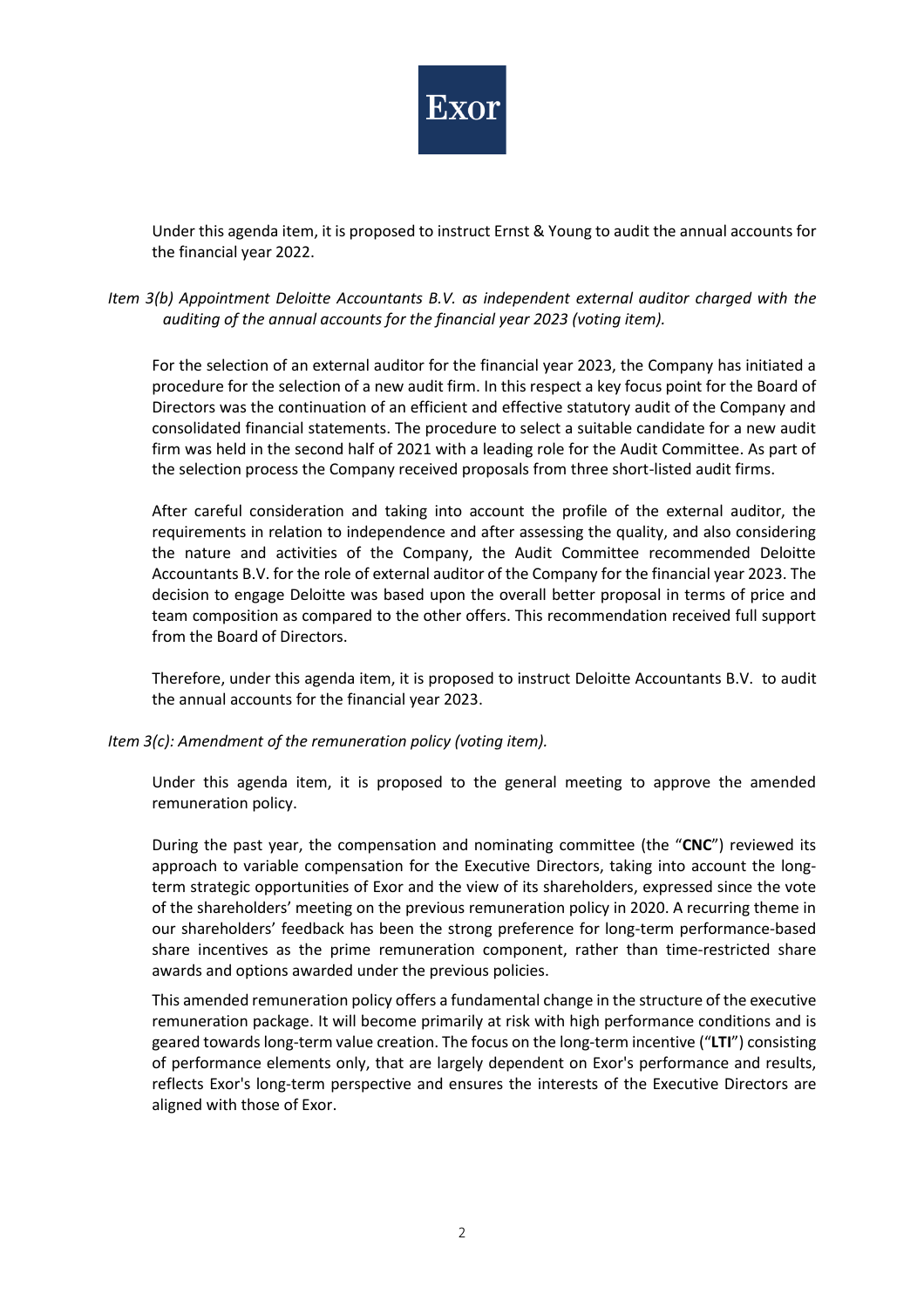Under this agenda item, it is proposed to instruct Ernst & Young to audit the annual accounts for the financial year 2022.

*Item 3(b) Appointment Deloitte Accountants B.V. as independent external auditor charged with the auditing of the annual accounts for the financial year 2023 (voting item).*

For the selection of an external auditor for the financial year 2023, the Company has initiated a procedure for the selection of a new audit firm. In this respect a key focus point for the Board of Directors was the continuation of an efficient and effective statutory audit of the Company and consolidated financial statements. The procedure to select a suitable candidate for a new audit firm was held in the second half of 2021 with a leading role for the Audit Committee. As part of the selection process the Company received proposals from three short-listed audit firms.

After careful consideration and taking into account the profile of the external auditor, the requirements in relation to independence and after assessing the quality, and also considering the nature and activities of the Company, the Audit Committee recommended Deloitte Accountants B.V. for the role of external auditor of the Company for the financial year 2023. The decision to engage Deloitte was based upon the overall better proposal in terms of price and team composition as compared to the other offers. This recommendation received full support from the Board of Directors.

Therefore, under this agenda item, it is proposed to instruct Deloitte Accountants B.V. to audit the annual accounts for the financial year 2023.

*Item 3(c): Amendment of the remuneration policy (voting item).*

Under this agenda item, it is proposed to the general meeting to approve the amended remuneration policy.

During the past year, the compensation and nominating committee (the "**CNC**") reviewed its approach to variable compensation for the Executive Directors, taking into account the long-term strategic opportunities of Exor and the view of its shareholders, expressed since the vote of the shareholders' meeting on the previous remuneration policy in 2020. A recurring theme in our shareholders' feedback has been the strong preference for long-term performance-based share incentives as the prime remuneration component, rather than time-restricted share awards and options awarded under the previous policies.

This amended remuneration policy offers a fundamental change in the structure of the executive remuneration package. It will become primarily at risk with high performance conditions and is geared towards long-term value creation. The focus on the long-term incentive ("**LTI**") consisting of performance elements only, that are largely dependent on Exor's performance and results, reflects Exor's long-term perspective and ensures the interests of the Executive Directors are aligned with those of Exor.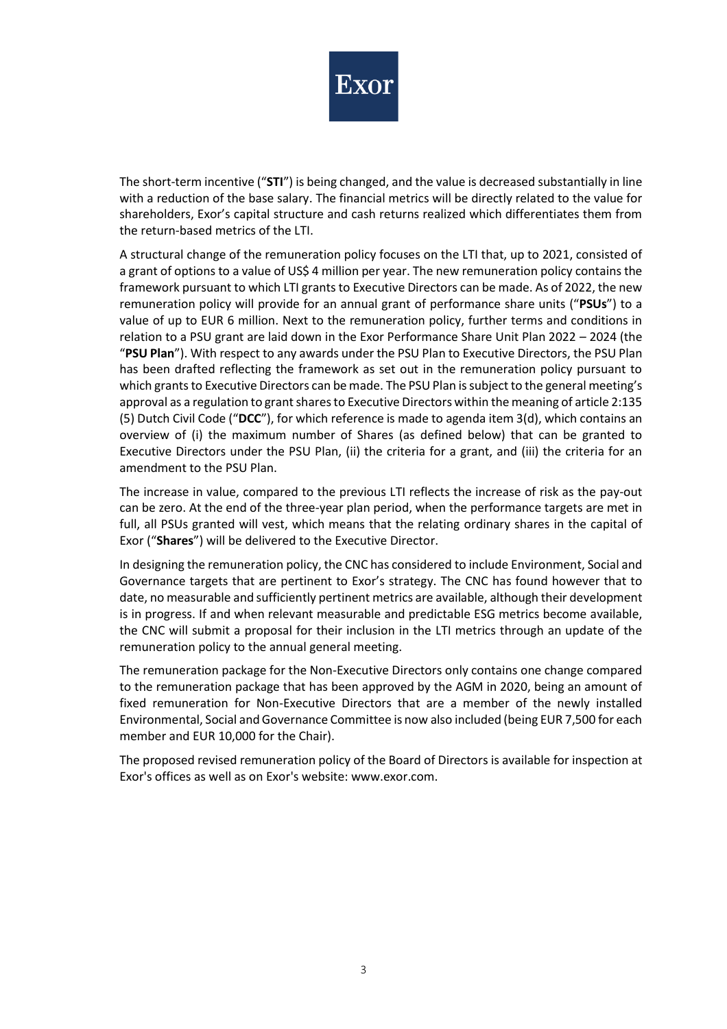The short-term incentive ("**STI**") is being changed, and the value is decreased substantially in line with a reduction of the base salary. The financial metrics will be directly related to the value for shareholders, Exor's capital structure and cash returns realized which differentiates them from the return-based metrics of the LTI.

A structural change of the remuneration policy focuses on the LTI that, up to 2021, consisted of a grant of options to a value of US$ 4 million per year. The new remuneration policy contains the framework pursuant to which LTI grants to Executive Directors can be made. As of 2022, the new remuneration policy will provide for an annual grant of performance share units ("**PSUs**") to a value of up to EUR 6 million. Next to the remuneration policy, further terms and conditions in relation to a PSU grant are laid down in the Exor Performance Share Unit Plan 2022 – 2024 (the "**PSU Plan**"). With respect to any awards under the PSU Plan to Executive Directors, the PSU Plan has been drafted reflecting the framework as set out in the remuneration policy pursuant to which grants to Executive Directors can be made. The PSU Plan is subject to the general meeting's approval as a regulation to grant shares to Executive Directors within the meaning of article 2:135 (5) Dutch Civil Code ("**DCC**"), for which reference is made to agenda item 3(d), which contains an overview of (i) the maximum number of Shares (as defined below) that can be granted to Executive Directors under the PSU Plan, (ii) the criteria for a grant, and (iii) the criteria for an amendment to the PSU Plan.

The increase in value, compared to the previous LTI reflects the increase of risk as the pay-out can be zero. At the end of the three-year plan period, when the performance targets are met in full, all PSUs granted will vest, which means that the relating ordinary shares in the capital of Exor ("**Shares**") will be delivered to the Executive Director.

In designing the remuneration policy, the CNC has considered to include Environment, Social and Governance targets that are pertinent to Exor's strategy. The CNC has found however that to date, no measurable and sufficiently pertinent metrics are available, although their development is in progress. If and when relevant measurable and predictable ESG metrics become available, the CNC will submit a proposal for their inclusion in the LTI metrics through an update of the remuneration policy to the annual general meeting.

The remuneration package for the Non-Executive Directors only contains one change compared to the remuneration package that has been approved by the AGM in 2020, being an amount of fixed remuneration for Non-Executive Directors that are a member of the newly installed Environmental, Social and Governance Committee is now also included (being EUR 7,500 for each member and EUR 10,000 for the Chair).

The proposed revised remuneration policy of the Board of Directors is available for inspection at Exor's offices as well as on Exor's website: www.exor.com.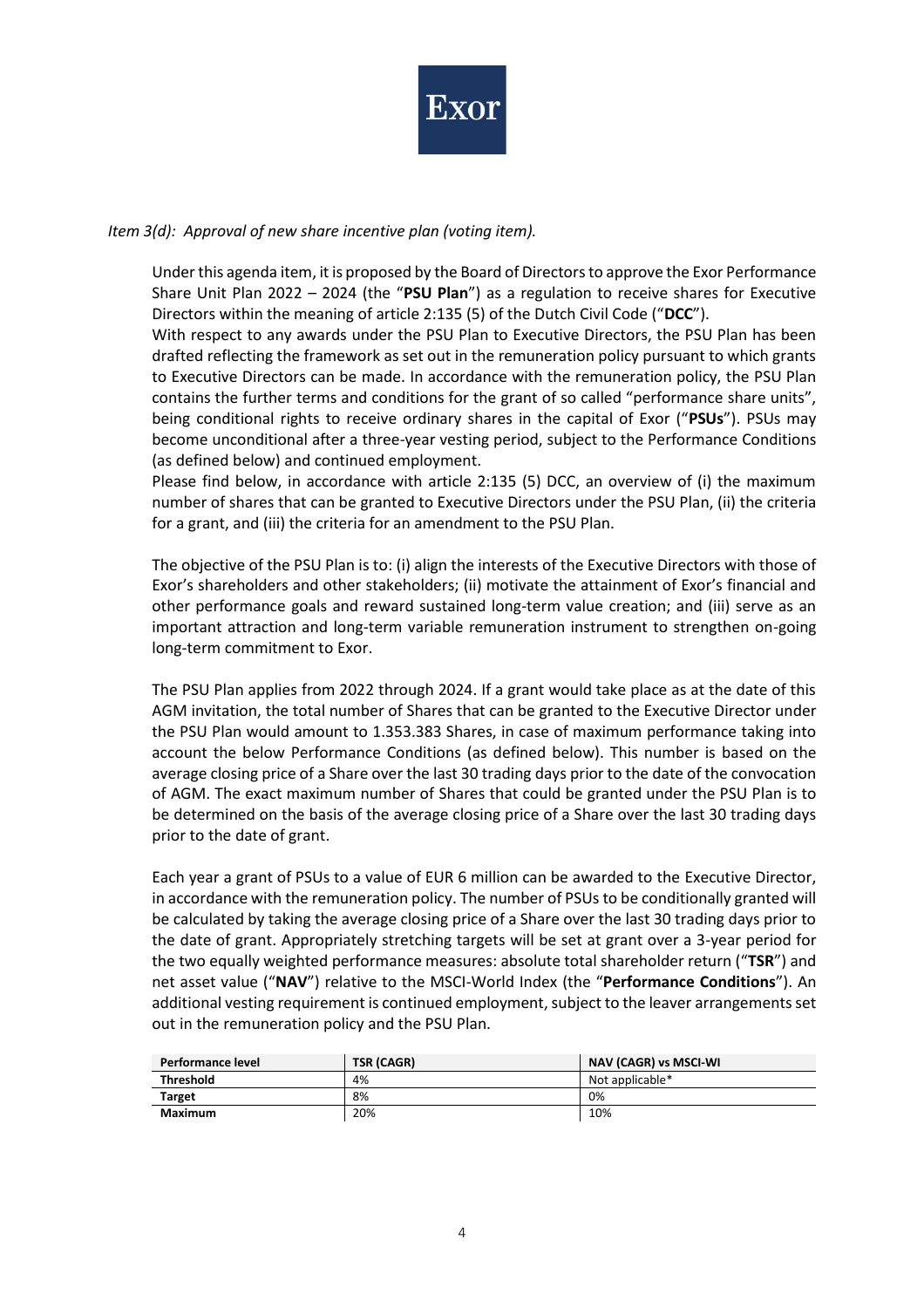*Item 3(d): Approval of new share incentive plan (voting item).*

Under this agenda item, it is proposed by the Board of Directors to approve the Exor Performance Share Unit Plan 2022 – 2024 (the "**PSU Plan**") as a regulation to receive shares for Executive Directors within the meaning of article 2:135 (5) of the Dutch Civil Code ("**DCC**").

With respect to any awards under the PSU Plan to Executive Directors, the PSU Plan has been drafted reflecting the framework as set out in the remuneration policy pursuant to which grants to Executive Directors can be made. In accordance with the remuneration policy, the PSU Plan contains the further terms and conditions for the grant of so called "performance share units", being conditional rights to receive ordinary shares in the capital of Exor ("**PSUs**"). PSUs may become unconditional after a three-year vesting period, subject to the Performance Conditions (as defined below) and continued employment.

Please find below, in accordance with article 2:135 (5) DCC, an overview of (i) the maximum number of shares that can be granted to Executive Directors under the PSU Plan, (ii) the criteria for a grant, and (iii) the criteria for an amendment to the PSU Plan.

The objective of the PSU Plan is to: (i) align the interests of the Executive Directors with those of Exor's shareholders and other stakeholders; (ii) motivate the attainment of Exor's financial and other performance goals and reward sustained long-term value creation; and (iii) serve as an important attraction and long-term variable remuneration instrument to strengthen on-going long-term commitment to Exor.

The PSU Plan applies from 2022 through 2024. If a grant would take place as at the date of this AGM invitation, the total number of Shares that can be granted to the Executive Director under the PSU Plan would amount to 1.353.383 Shares, in case of maximum performance taking into account the below Performance Conditions (as defined below). This number is based on the average closing price of a Share over the last 30 trading days prior to the date of the convocation of AGM. The exact maximum number of Shares that could be granted under the PSU Plan is to be determined on the basis of the average closing price of a Share over the last 30 trading days prior to the date of grant.

Each year a grant of PSUs to a value of EUR 6 million can be awarded to the Executive Director, in accordance with the remuneration policy. The number of PSUs to be conditionally granted will be calculated by taking the average closing price of a Share over the last 30 trading days prior to the date of grant. Appropriately stretching targets will be set at grant over a 3-year period for the two equally weighted performance measures: absolute total shareholder return ("**TSR**") and net asset value ("**NAV**") relative to the MSCI-World Index (the "**Performance Conditions**"). An additional vesting requirement is continued employment, subject to the leaver arrangements set out in the remuneration policy and the PSU Plan.

| Performance level | TSR (CAGR) | NAV (CAGR) vs MSCI-WI |
|---|---|---|
| **Threshold** | 4% | Not applicable* |
| **Target** | 8% | 0% |
| **Maximum** | 20% | 10% |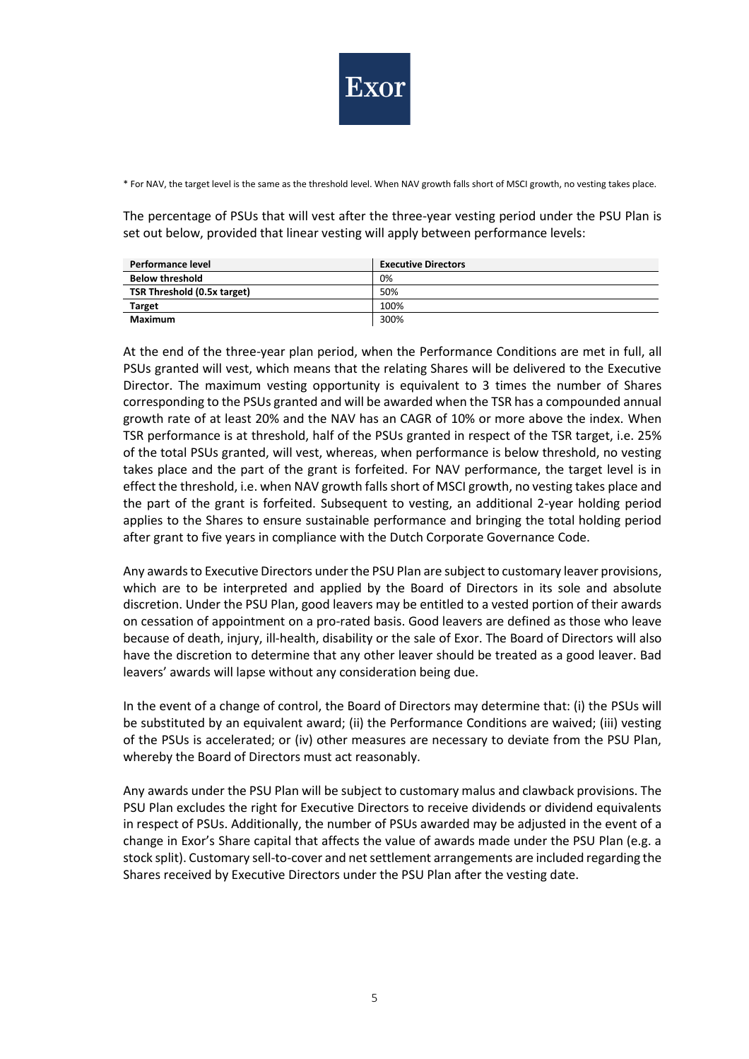\* For NAV, the target level is the same as the threshold level. When NAV growth falls short of MSCI growth, no vesting takes place.

The percentage of PSUs that will vest after the three-year vesting period under the PSU Plan is set out below, provided that linear vesting will apply between performance levels:

| Performance level | Executive Directors |
|---|---|
| **Below threshold** | 0% |
| **TSR Threshold (0.5x target)** | 50% |
| **Target** | 100% |
| **Maximum** | 300% |

At the end of the three-year plan period, when the Performance Conditions are met in full, all PSUs granted will vest, which means that the relating Shares will be delivered to the Executive Director. The maximum vesting opportunity is equivalent to 3 times the number of Shares corresponding to the PSUs granted and will be awarded when the TSR has a compounded annual growth rate of at least 20% and the NAV has an CAGR of 10% or more above the index. When TSR performance is at threshold, half of the PSUs granted in respect of the TSR target, i.e. 25% of the total PSUs granted, will vest, whereas, when performance is below threshold, no vesting takes place and the part of the grant is forfeited. For NAV performance, the target level is in effect the threshold, i.e. when NAV growth falls short of MSCI growth, no vesting takes place and the part of the grant is forfeited. Subsequent to vesting, an additional 2-year holding period applies to the Shares to ensure sustainable performance and bringing the total holding period after grant to five years in compliance with the Dutch Corporate Governance Code.

Any awards to Executive Directors under the PSU Plan are subject to customary leaver provisions, which are to be interpreted and applied by the Board of Directors in its sole and absolute discretion. Under the PSU Plan, good leavers may be entitled to a vested portion of their awards on cessation of appointment on a pro-rated basis. Good leavers are defined as those who leave because of death, injury, ill-health, disability or the sale of Exor. The Board of Directors will also have the discretion to determine that any other leaver should be treated as a good leaver. Bad leavers' awards will lapse without any consideration being due.

In the event of a change of control, the Board of Directors may determine that: (i) the PSUs will be substituted by an equivalent award; (ii) the Performance Conditions are waived; (iii) vesting of the PSUs is accelerated; or (iv) other measures are necessary to deviate from the PSU Plan, whereby the Board of Directors must act reasonably.

Any awards under the PSU Plan will be subject to customary malus and clawback provisions. The PSU Plan excludes the right for Executive Directors to receive dividends or dividend equivalents in respect of PSUs. Additionally, the number of PSUs awarded may be adjusted in the event of a change in Exor's Share capital that affects the value of awards made under the PSU Plan (e.g. a stock split). Customary sell-to-cover and net settlement arrangements are included regarding the Shares received by Executive Directors under the PSU Plan after the vesting date.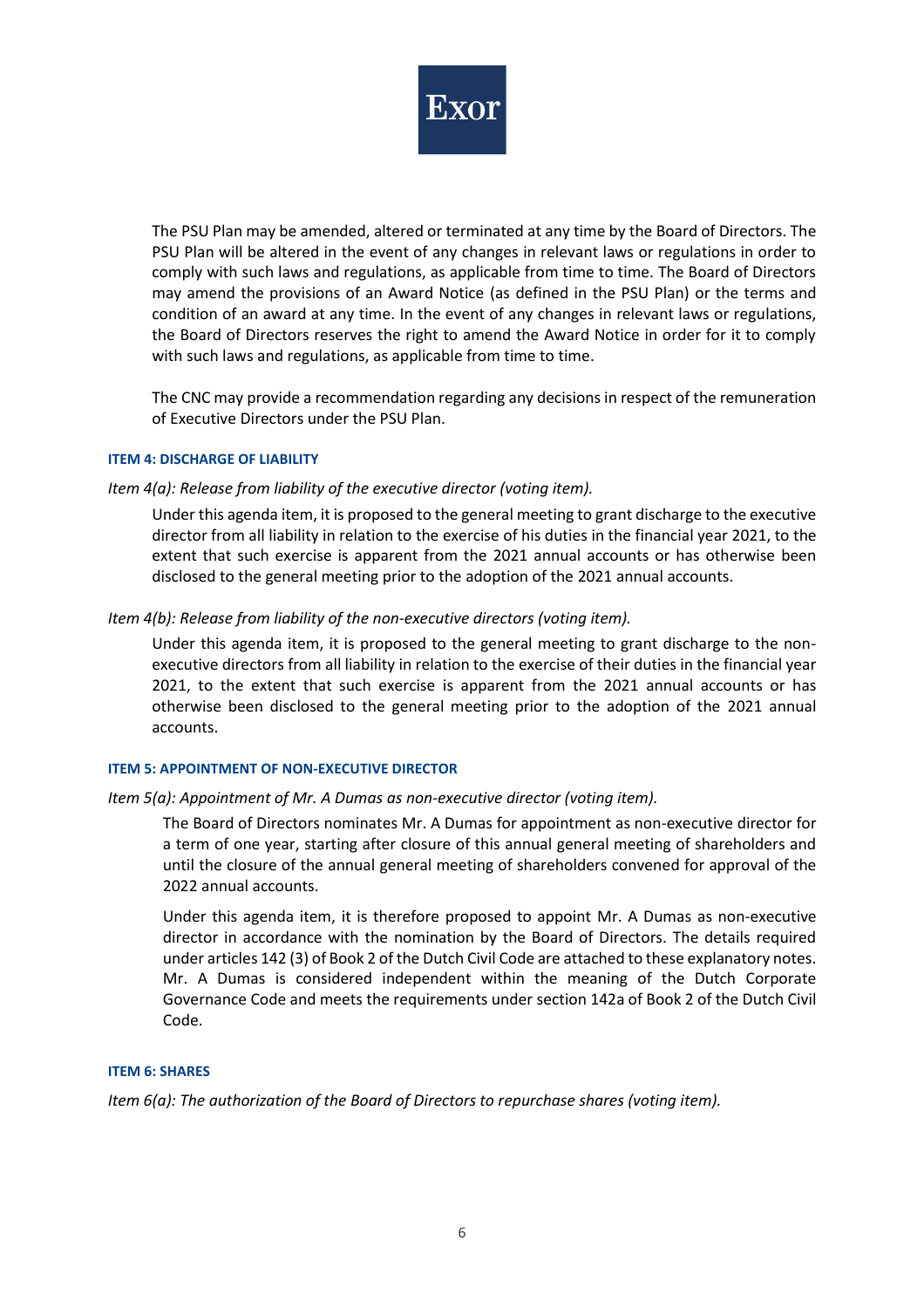The PSU Plan may be amended, altered or terminated at any time by the Board of Directors. The PSU Plan will be altered in the event of any changes in relevant laws or regulations in order to comply with such laws and regulations, as applicable from time to time. The Board of Directors may amend the provisions of an Award Notice (as defined in the PSU Plan) or the terms and condition of an award at any time. In the event of any changes in relevant laws or regulations, the Board of Directors reserves the right to amend the Award Notice in order for it to comply with such laws and regulations, as applicable from time to time.

The CNC may provide a recommendation regarding any decisions in respect of the remuneration of Executive Directors under the PSU Plan.

#### ITEM 4: DISCHARGE OF LIABILITY

*Item 4(a): Release from liability of the executive director (voting item).*

Under this agenda item, it is proposed to the general meeting to grant discharge to the executive director from all liability in relation to the exercise of his duties in the financial year 2021, to the extent that such exercise is apparent from the 2021 annual accounts or has otherwise been disclosed to the general meeting prior to the adoption of the 2021 annual accounts.

*Item 4(b): Release from liability of the non-executive directors (voting item).*

Under this agenda item, it is proposed to the general meeting to grant discharge to the non-executive directors from all liability in relation to the exercise of their duties in the financial year 2021, to the extent that such exercise is apparent from the 2021 annual accounts or has otherwise been disclosed to the general meeting prior to the adoption of the 2021 annual accounts.

#### ITEM 5: APPOINTMENT OF NON-EXECUTIVE DIRECTOR

*Item 5(a): Appointment of Mr. A Dumas as non-executive director (voting item).*

The Board of Directors nominates Mr. A Dumas for appointment as non-executive director for a term of one year, starting after closure of this annual general meeting of shareholders and until the closure of the annual general meeting of shareholders convened for approval of the 2022 annual accounts.

Under this agenda item, it is therefore proposed to appoint Mr. A Dumas as non-executive director in accordance with the nomination by the Board of Directors. The details required under articles 142 (3) of Book 2 of the Dutch Civil Code are attached to these explanatory notes. Mr. A Dumas is considered independent within the meaning of the Dutch Corporate Governance Code and meets the requirements under section 142a of Book 2 of the Dutch Civil Code.

#### ITEM 6: SHARES

*Item 6(a): The authorization of the Board of Directors to repurchase shares (voting item).*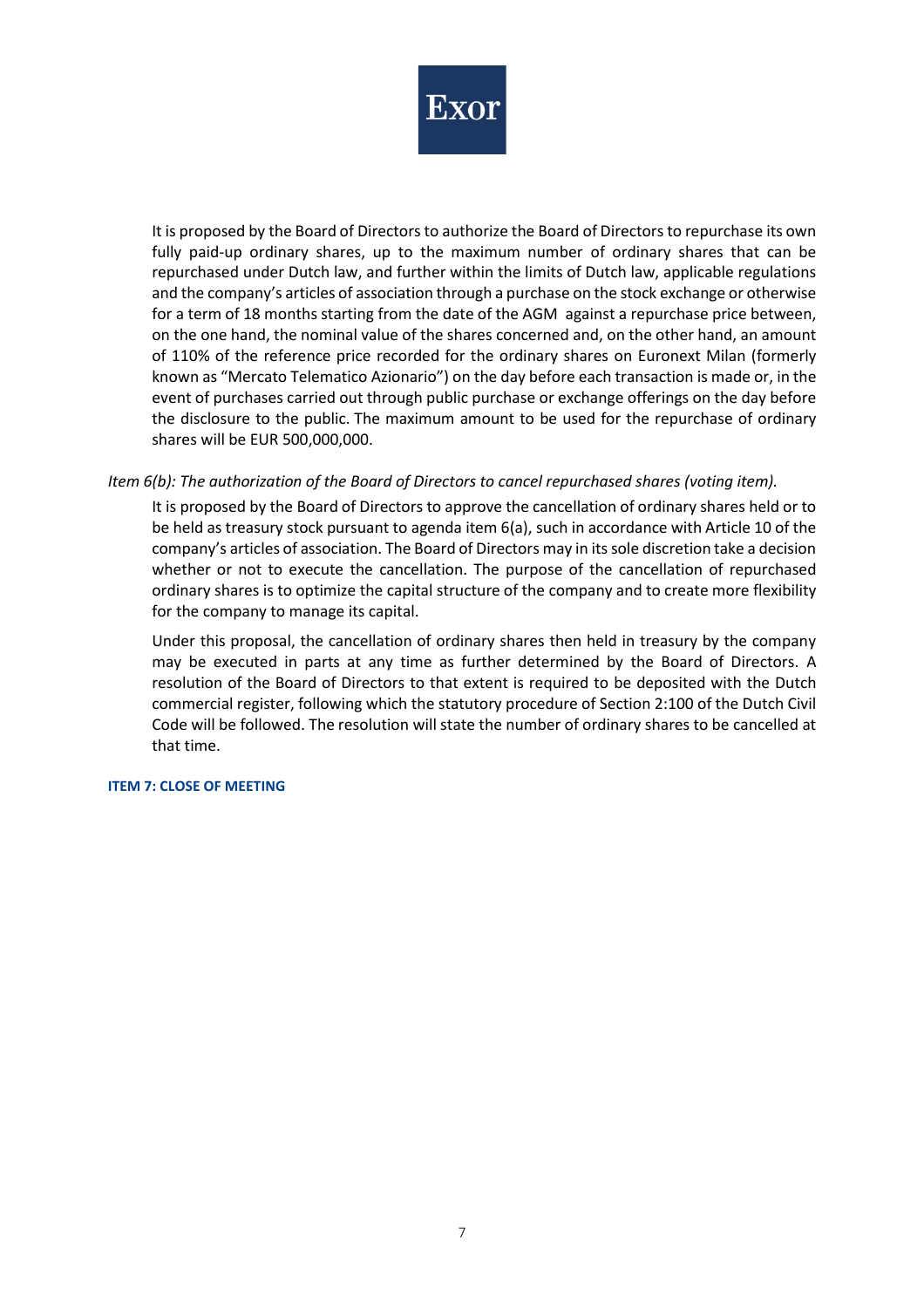It is proposed by the Board of Directors to authorize the Board of Directors to repurchase its own fully paid-up ordinary shares, up to the maximum number of ordinary shares that can be repurchased under Dutch law, and further within the limits of Dutch law, applicable regulations and the company's articles of association through a purchase on the stock exchange or otherwise for a term of 18 months starting from the date of the AGM against a repurchase price between, on the one hand, the nominal value of the shares concerned and, on the other hand, an amount of 110% of the reference price recorded for the ordinary shares on Euronext Milan (formerly known as "Mercato Telematico Azionario") on the day before each transaction is made or, in the event of purchases carried out through public purchase or exchange offerings on the day before the disclosure to the public. The maximum amount to be used for the repurchase of ordinary shares will be EUR 500,000,000.

*Item 6(b): The authorization of the Board of Directors to cancel repurchased shares (voting item).*

It is proposed by the Board of Directors to approve the cancellation of ordinary shares held or to be held as treasury stock pursuant to agenda item 6(a), such in accordance with Article 10 of the company's articles of association. The Board of Directors may in its sole discretion take a decision whether or not to execute the cancellation. The purpose of the cancellation of repurchased ordinary shares is to optimize the capital structure of the company and to create more flexibility for the company to manage its capital.

Under this proposal, the cancellation of ordinary shares then held in treasury by the company may be executed in parts at any time as further determined by the Board of Directors. A resolution of the Board of Directors to that extent is required to be deposited with the Dutch commercial register, following which the statutory procedure of Section 2:100 of the Dutch Civil Code will be followed. The resolution will state the number of ordinary shares to be cancelled at that time.

**ITEM 7: CLOSE OF MEETING**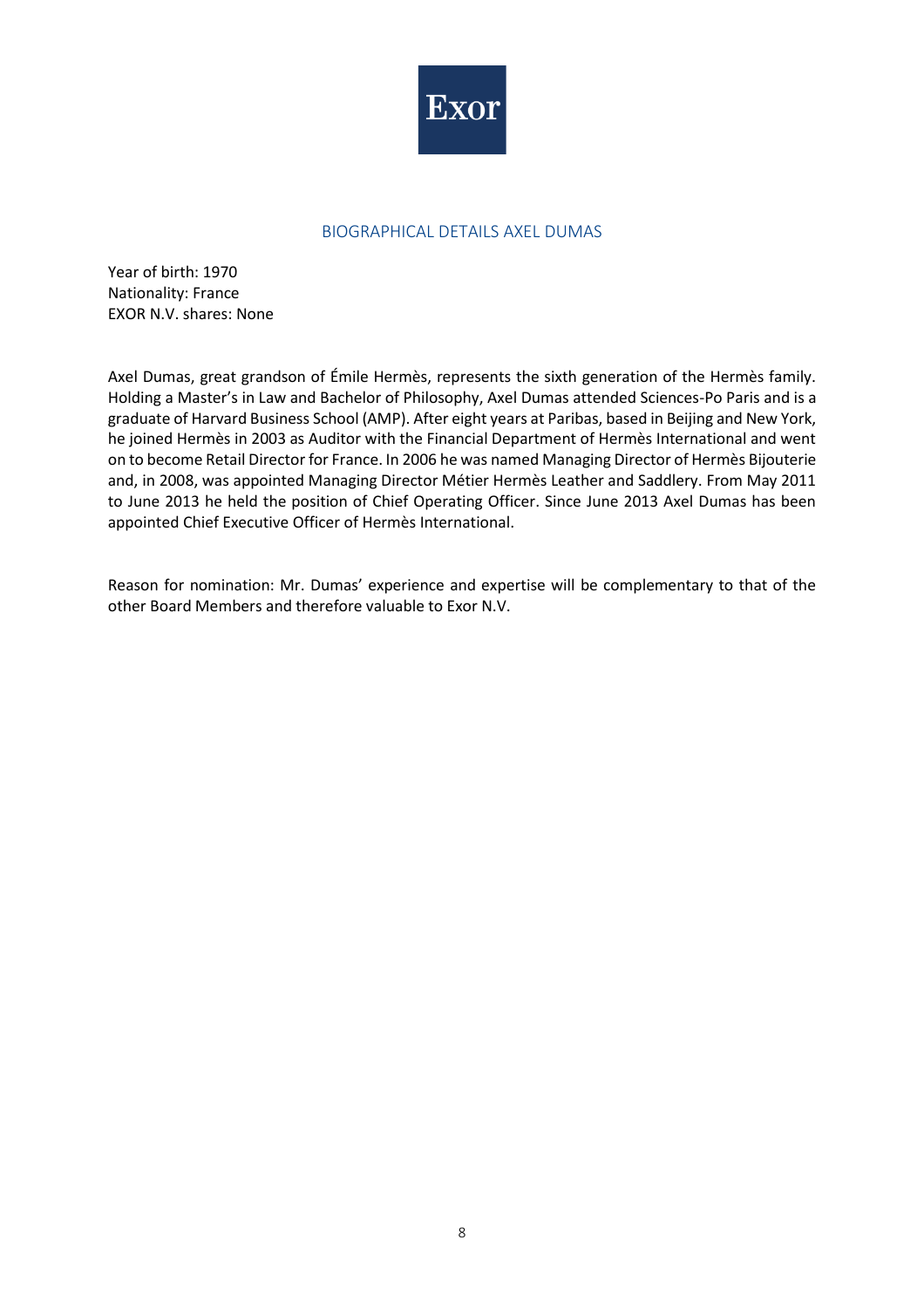Exor

## BIOGRAPHICAL DETAILS AXEL DUMAS

Year of birth: 1970
Nationality: France
EXOR N.V. shares: None

Axel Dumas, great grandson of Émile Hermès, represents the sixth generation of the Hermès family. Holding a Master's in Law and Bachelor of Philosophy, Axel Dumas attended Sciences-Po Paris and is a graduate of Harvard Business School (AMP). After eight years at Paribas, based in Beijing and New York, he joined Hermès in 2003 as Auditor with the Financial Department of Hermès International and went on to become Retail Director for France. In 2006 he was named Managing Director of Hermès Bijouterie and, in 2008, was appointed Managing Director Métier Hermès Leather and Saddlery. From May 2011 to June 2013 he held the position of Chief Operating Officer. Since June 2013 Axel Dumas has been appointed Chief Executive Officer of Hermès International.

Reason for nomination: Mr. Dumas' experience and expertise will be complementary to that of the other Board Members and therefore valuable to Exor N.V.